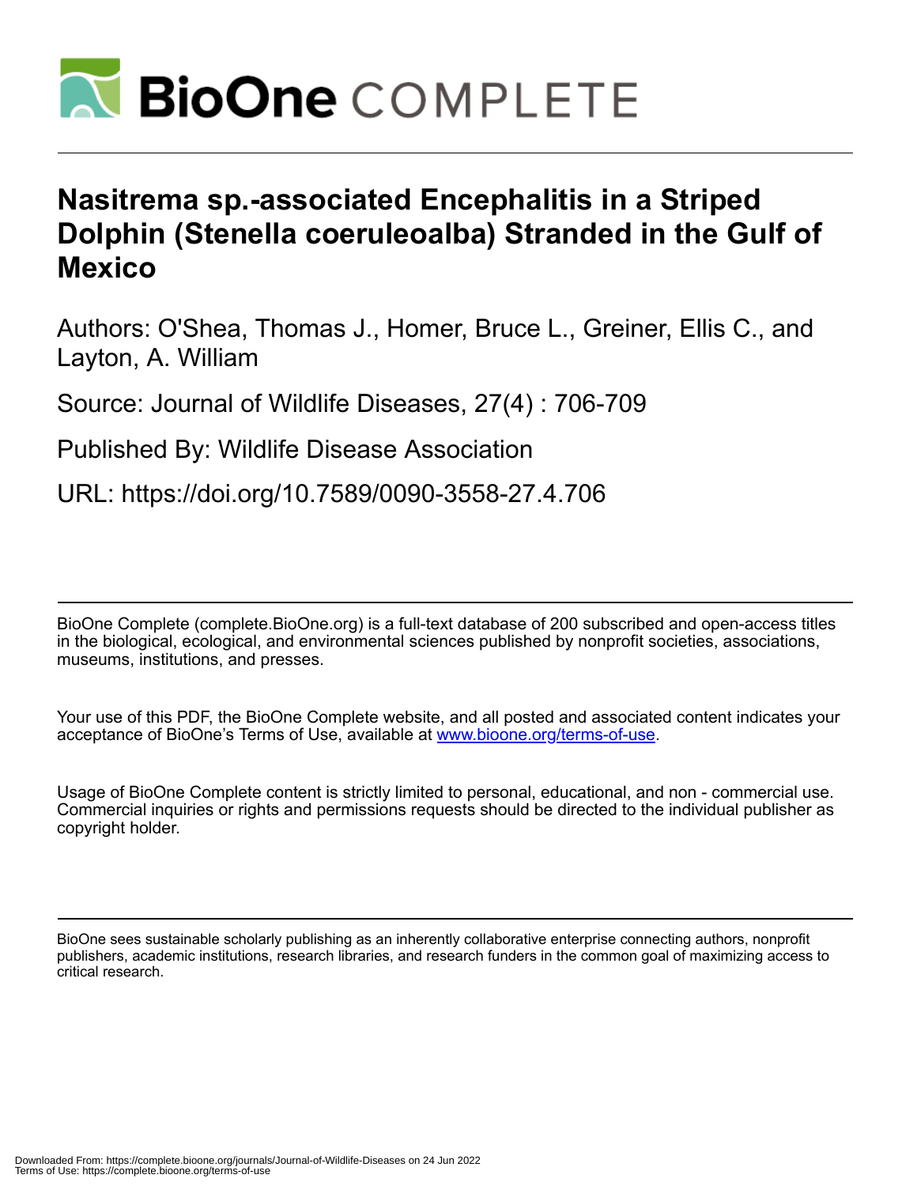# Nasitrema sp.-associated Encephalitis in a Striped Dolphin (Stenella coeruleoalba) Stranded in the Gulf of Mexico

Authors: O'Shea, Thomas J., Homer, Bruce L., Greiner, Ellis C., and Layton, A. William

Source: Journal of Wildlife Diseases, 27(4) : 706-709

Published By: Wildlife Disease Association

URL: https://doi.org/10.7589/0090-3558-27.4.706

---

BioOne Complete (complete.BioOne.org) is a full-text database of 200 subscribed and open-access titles in the biological, ecological, and environmental sciences published by nonprofit societies, associations, museums, institutions, and presses.

Your use of this PDF, the BioOne Complete website, and all posted and associated content indicates your acceptance of BioOne's Terms of Use, available at www.bioone.org/terms-of-use.

Usage of BioOne Complete content is strictly limited to personal, educational, and non - commercial use. Commercial inquiries or rights and permissions requests should be directed to the individual publisher as copyright holder.

---

BioOne sees sustainable scholarly publishing as an inherently collaborative enterprise connecting authors, nonprofit publishers, academic institutions, research libraries, and research funders in the common goal of maximizing access to critical research.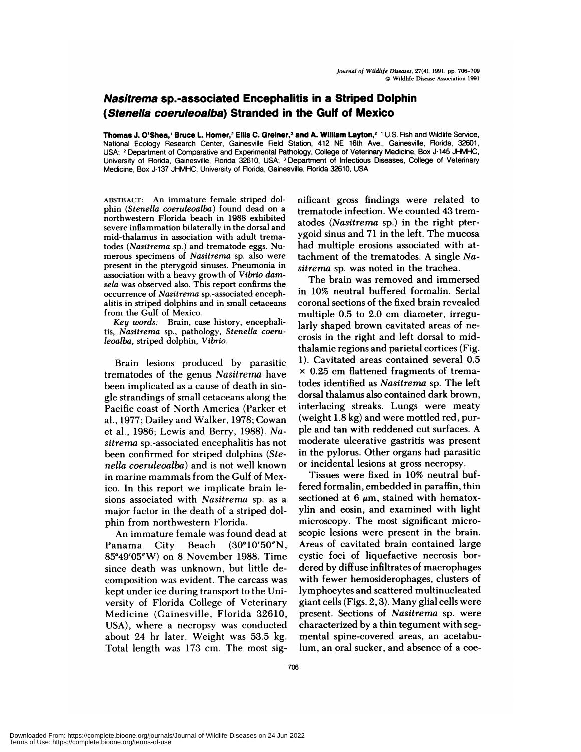# *Nasitrema* sp.-associated Encephalitis in a Striped Dolphin (*Stenella coeruleoalba*) Stranded in the Gulf of Mexico

**Thomas J. O'Shea,[1] Bruce L. Homer,[2] Ellis C. Greiner,[3] and A. William Layton,[2]** [1] U.S. Fish and Wildlife Service, National Ecology Research Center, Gainesville Field Station, 412 NE 16th Ave., Gainesville, Florida, 32601, USA; [2] Department of Comparative and Experimental Pathology, College of Veterinary Medicine, Box J-145 JHMHC, University of Florida, Gainesville, Florida 32610, USA; [3] Department of Infectious Diseases, College of Veterinary Medicine, Box J-137 JHMHC, University of Florida, Gainesville, Florida 32610, USA

ABSTRACT: An immature female striped dolphin (*Stenella coeruleoalba*) found dead on a northwestern Florida beach in 1988 exhibited severe inflammation bilaterally in the dorsal and mid-thalamus in association with adult trematodes (*Nasitrema* sp.) and trematode eggs. Numerous specimens of *Nasitrema* sp. also were present in the pterygoid sinuses. Pneumonia in association with a heavy growth of *Vibrio damsela* was observed also. This report confirms the occurrence of *Nasitrema* sp.-associated encephalitis in striped dolphins and in small cetaceans from the Gulf of Mexico.

*Key words:* Brain, case history, encephalitis, *Nasitrema* sp., pathology, *Stenella coeruleoalba*, striped dolphin, *Vibrio*.

Brain lesions produced by parasitic trematodes of the genus *Nasitrema* have been implicated as a cause of death in single strandings of small cetaceans along the Pacific coast of North America (Parker et al., 1977; Dailey and Walker, 1978; Cowan et al., 1986; Lewis and Berry, 1988). *Nasitrema* sp.-associated encephalitis has not been confirmed for striped dolphins (*Stenella coeruleoalba*) and is not well known in marine mammals from the Gulf of Mexico. In this report we implicate brain lesions associated with *Nasitrema* sp. as a major factor in the death of a striped dolphin from northwestern Florida.

An immature female was found dead at Panama City Beach (30°10′50″N, 85°49′05″W) on 8 November 1988. Time since death was unknown, but little decomposition was evident. The carcass was kept under ice during transport to the University of Florida College of Veterinary Medicine (Gainesville, Florida 32610, USA), where a necropsy was conducted about 24 hr later. Weight was 53.5 kg. Total length was 173 cm. The most significant gross findings were related to trematode infection. We counted 43 trematodes (*Nasitrema* sp.) in the right pterygoid sinus and 71 in the left. The mucosa had multiple erosions associated with attachment of the trematodes. A single *Nasitrema* sp. was noted in the trachea.

The brain was removed and immersed in 10% neutral buffered formalin. Serial coronal sections of the fixed brain revealed multiple 0.5 to 2.0 cm diameter, irregularly shaped brown cavitated areas of necrosis in the right and left dorsal to mid-thalamic regions and parietal cortices (Fig. 1). Cavitated areas contained several 0.5 × 0.25 cm flattened fragments of trematodes identified as *Nasitrema* sp. The left dorsal thalamus also contained dark brown, interlacing streaks. Lungs were meaty (weight 1.8 kg) and were mottled red, purple and tan with reddened cut surfaces. A moderate ulcerative gastritis was present in the pylorus. Other organs had parasitic or incidental lesions at gross necropsy.

Tissues were fixed in 10% neutral buffered formalin, embedded in paraffin, thin sectioned at 6 μm, stained with hematoxylin and eosin, and examined with light microscopy. The most significant microscopic lesions were present in the brain. Areas of cavitated brain contained large cystic foci of liquefactive necrosis bordered by diffuse infiltrates of macrophages with fewer hemosiderophages, clusters of lymphocytes and scattered multinucleated giant cells (Figs. 2, 3). Many glial cells were present. Sections of *Nasitrema* sp. were characterized by a thin tegument with segmental spine-covered areas, an acetabulum, an oral sucker, and absence of a coe-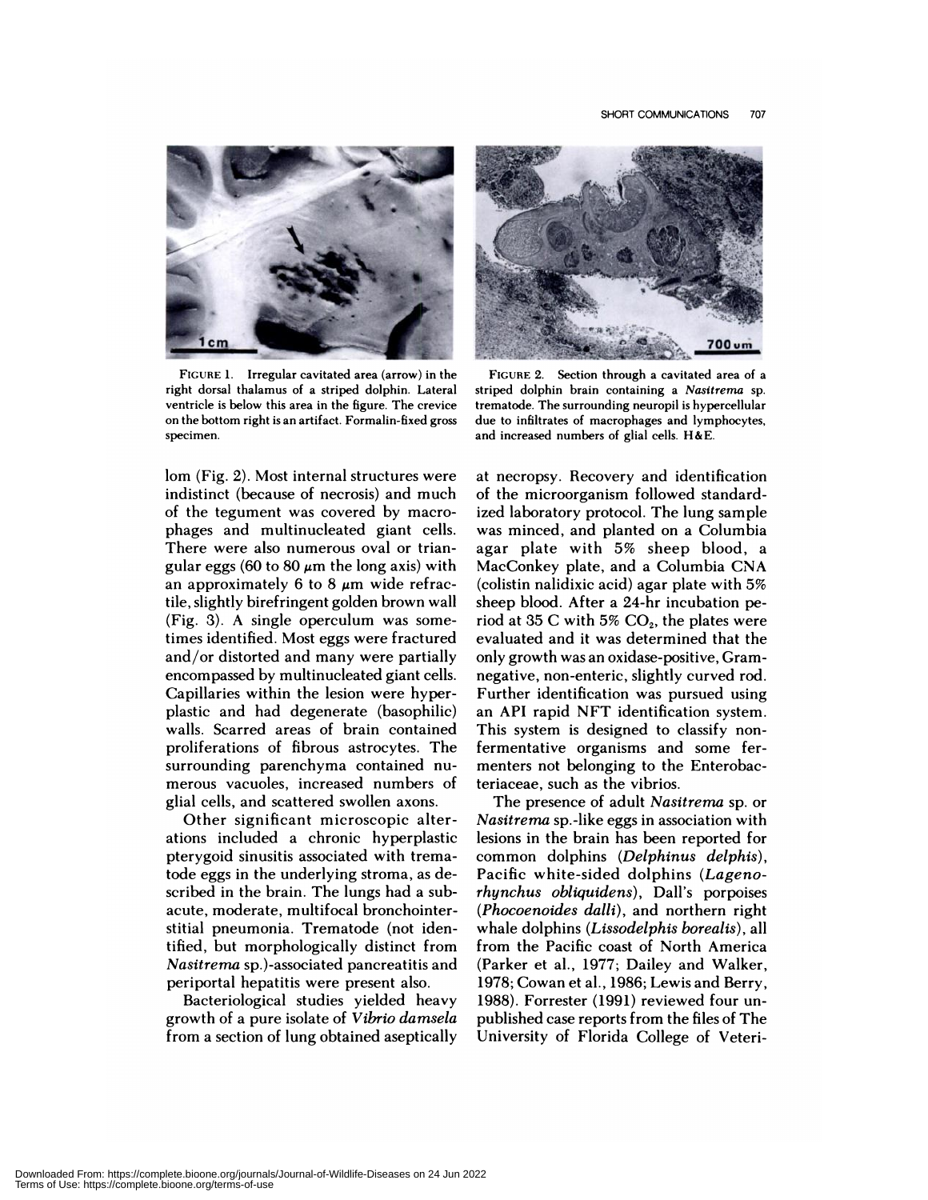FIGURE 1. Irregular cavitated area (arrow) in the right dorsal thalamus of a striped dolphin. Lateral ventricle is below this area in the figure. The crevice on the bottom right is an artifact. Formalin-fixed gross specimen.

FIGURE 2. Section through a cavitated area of a striped dolphin brain containing a *Nasitrema* sp. trematode. The surrounding neuropil is hypercellular due to infiltrates of macrophages and lymphocytes, and increased numbers of glial cells. H&E.

lom (Fig. 2). Most internal structures were indistinct (because of necrosis) and much of the tegument was covered by macrophages and multinucleated giant cells. There were also numerous oval or triangular eggs (60 to 80 $\mu$m the long axis) with an approximately 6 to 8 $\mu$m wide refractile, slightly birefringent golden brown wall (Fig. 3). A single operculum was sometimes identified. Most eggs were fractured and/or distorted and many were partially encompassed by multinucleated giant cells. Capillaries within the lesion were hyperplastic and had degenerate (basophilic) walls. Scarred areas of brain contained proliferations of fibrous astrocytes. The surrounding parenchyma contained numerous vacuoles, increased numbers of glial cells, and scattered swollen axons.

Other significant microscopic alterations included a chronic hyperplastic pterygoid sinusitis associated with trematode eggs in the underlying stroma, as described in the brain. The lungs had a subacute, moderate, multifocal bronchointerstitial pneumonia. Trematode (not identified, but morphologically distinct from *Nasitrema* sp.)-associated pancreatitis and periportal hepatitis were present also.

Bacteriological studies yielded heavy growth of a pure isolate of *Vibrio damsela* from a section of lung obtained aseptically at necropsy. Recovery and identification of the microorganism followed standardized laboratory protocol. The lung sample was minced, and planted on a Columbia agar plate with 5% sheep blood, a MacConkey plate, and a Columbia CNA (colistin nalidixic acid) agar plate with 5% sheep blood. After a 24-hr incubation period at 35 C with 5% $CO_2$, the plates were evaluated and it was determined that the only growth was an oxidase-positive, Gram-negative, non-enteric, slightly curved rod. Further identification was pursued using an API rapid NFT identification system. This system is designed to classify nonfermentative organisms and some fermenters not belonging to the Enterobacteriaceae, such as the vibrios.

The presence of adult *Nasitrema* sp. or *Nasitrema* sp.-like eggs in association with lesions in the brain has been reported for common dolphins (*Delphinus delphis*), Pacific white-sided dolphins (*Lagenorhynchus obliquidens*), Dall's porpoises (*Phocoenoides dalli*), and northern right whale dolphins (*Lissodelphis borealis*), all from the Pacific coast of North America (Parker et al., 1977; Dailey and Walker, 1978; Cowan et al., 1986; Lewis and Berry, 1988). Forrester (1991) reviewed four unpublished case reports from the files of The University of Florida College of Veteri-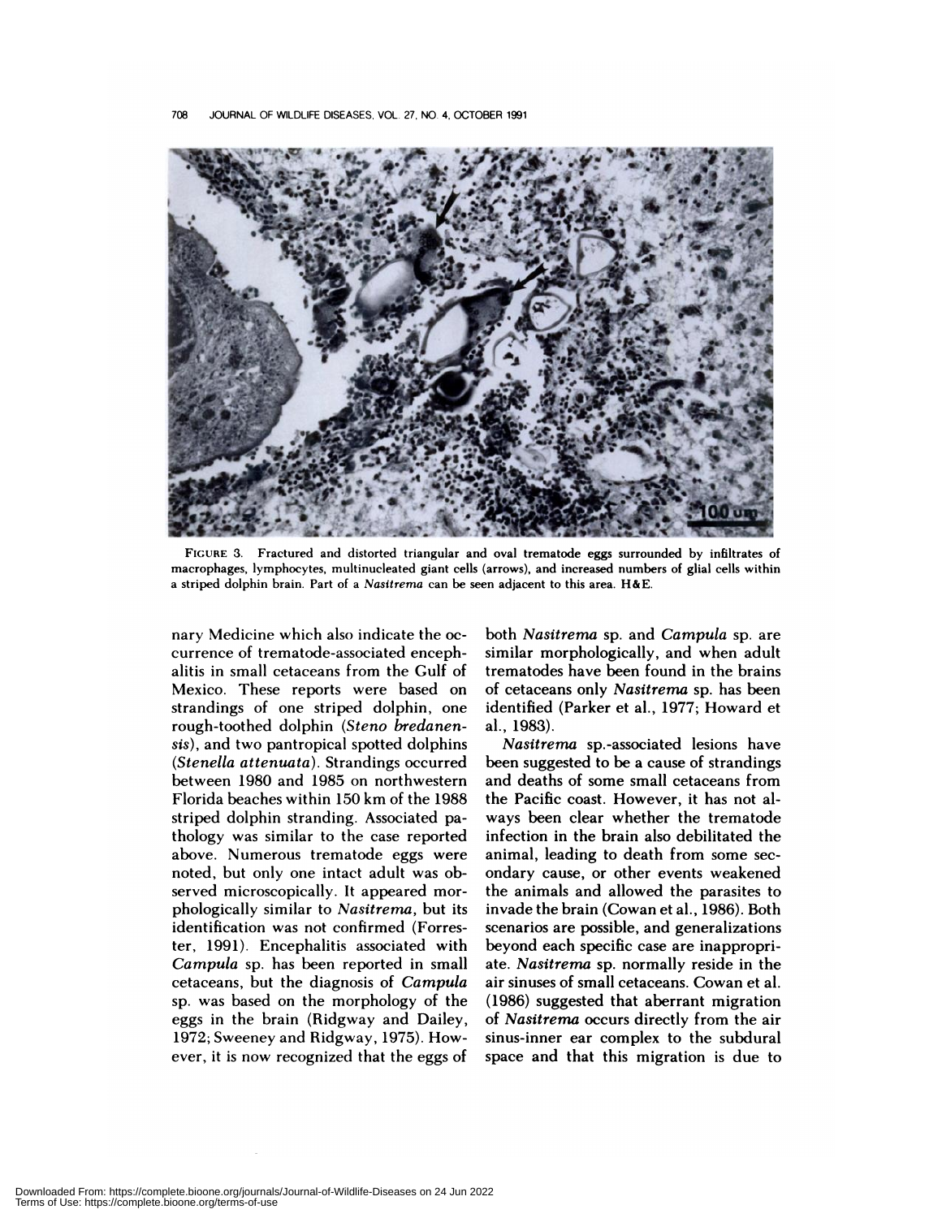FIGURE 3. Fractured and distorted triangular and oval trematode eggs surrounded by infiltrates of macrophages, lymphocytes, multinucleated giant cells (arrows), and increased numbers of glial cells within a striped dolphin brain. Part of a *Nasitrema* can be seen adjacent to this area. H&E.

nary Medicine which also indicate the occurrence of trematode-associated encephalitis in small cetaceans from the Gulf of Mexico. These reports were based on strandings of one striped dolphin, one rough-toothed dolphin (*Steno bredanensis*), and two pantropical spotted dolphins (*Stenella attenuata*). Strandings occurred between 1980 and 1985 on northwestern Florida beaches within 150 km of the 1988 striped dolphin stranding. Associated pathology was similar to the case reported above. Numerous trematode eggs were noted, but only one intact adult was observed microscopically. It appeared morphologically similar to *Nasitrema*, but its identification was not confirmed (Forrester, 1991). Encephalitis associated with *Campula* sp. has been reported in small cetaceans, but the diagnosis of *Campula* sp. was based on the morphology of the eggs in the brain (Ridgway and Dailey, 1972; Sweeney and Ridgway, 1975). However, it is now recognized that the eggs of both *Nasitrema* sp. and *Campula* sp. are similar morphologically, and when adult trematodes have been found in the brains of cetaceans only *Nasitrema* sp. has been identified (Parker et al., 1977; Howard et al., 1983).

*Nasitrema* sp.-associated lesions have been suggested to be a cause of strandings and deaths of some small cetaceans from the Pacific coast. However, it has not always been clear whether the trematode infection in the brain also debilitated the animal, leading to death from some secondary cause, or other events weakened the animals and allowed the parasites to invade the brain (Cowan et al., 1986). Both scenarios are possible, and generalizations beyond each specific case are inappropriate. *Nasitrema* sp. normally reside in the air sinuses of small cetaceans. Cowan et al. (1986) suggested that aberrant migration of *Nasitrema* occurs directly from the air sinus-inner ear complex to the subdural space and that this migration is due to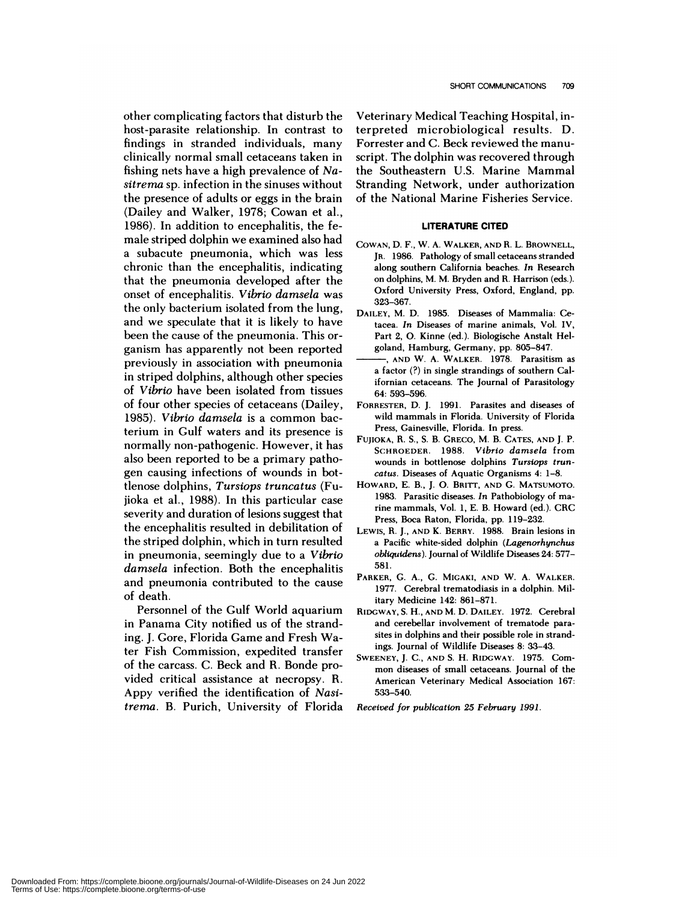other complicating factors that disturb the host-parasite relationship. In contrast to findings in stranded individuals, many clinically normal small cetaceans taken in fishing nets have a high prevalence of *Nasitrema* sp. infection in the sinuses without the presence of adults or eggs in the brain (Dailey and Walker, 1978; Cowan et al., 1986). In addition to encephalitis, the female striped dolphin we examined also had a subacute pneumonia, which was less chronic than the encephalitis, indicating that the pneumonia developed after the onset of encephalitis. *Vibrio damsela* was the only bacterium isolated from the lung, and we speculate that it is likely to have been the cause of the pneumonia. This organism has apparently not been reported previously in association with pneumonia in striped dolphins, although other species of *Vibrio* have been isolated from tissues of four other species of cetaceans (Dailey, 1985). *Vibrio damsela* is a common bacterium in Gulf waters and its presence is normally non-pathogenic. However, it has also been reported to be a primary pathogen causing infections of wounds in bottlenose dolphins, *Tursiops truncatus* (Fujioka et al., 1988). In this particular case severity and duration of lesions suggest that the encephalitis resulted in debilitation of the striped dolphin, which in turn resulted in pneumonia, seemingly due to a *Vibrio damsela* infection. Both the encephalitis and pneumonia contributed to the cause of death.

Personnel of the Gulf World aquarium in Panama City notified us of the stranding. J. Gore, Florida Game and Fresh Water Fish Commission, expedited transfer of the carcass. C. Beck and R. Bonde provided critical assistance at necropsy. R. Appy verified the identification of *Nasitrema*. B. Purich, University of Florida Veterinary Medical Teaching Hospital, interpreted microbiological results. D. Forrester and C. Beck reviewed the manuscript. The dolphin was recovered through the Southeastern U.S. Marine Mammal Stranding Network, under authorization of the National Marine Fisheries Service.

## LITERATURE CITED

COWAN, D. F., W. A. WALKER, AND R. L. BROWNELL, JR. 1986. Pathology of small cetaceans stranded along southern California beaches. *In* Research on dolphins, M. M. Bryden and R. Harrison (eds.). Oxford University Press, Oxford, England, pp. 323–367.

DAILEY, M. D. 1985. Diseases of Mammalia: Cetacea. *In* Diseases of marine animals, Vol. IV, Part 2, O. Kinne (ed.). Biologische Anstalt Helgoland, Hamburg, Germany, pp. 805–847.

———, AND W. A. WALKER. 1978. Parasitism as a factor (?) in single strandings of southern Californian cetaceans. The Journal of Parasitology 64: 593–596.

FORRESTER, D. J. 1991. Parasites and diseases of wild mammals in Florida. University of Florida Press, Gainesville, Florida. In press.

FUJIOKA, R. S., S. B. GRECO, M. B. CATES, AND J. P. SCHROEDER. 1988. *Vibrio damsela* from wounds in bottlenose dolphins *Tursiops truncatus*. Diseases of Aquatic Organisms 4: 1–8.

HOWARD, E. B., J. O. BRITT, AND G. MATSUMOTO. 1983. Parasitic diseases. *In* Pathobiology of marine mammals, Vol. 1, E. B. Howard (ed.). CRC Press, Boca Raton, Florida, pp. 119–232.

LEWIS, R. J., AND K. BERRY. 1988. Brain lesions in a Pacific white-sided dolphin (*Lagenorhynchus obliquidens*). Journal of Wildlife Diseases 24: 577–581.

PARKER, G. A., G. MIGAKI, AND W. A. WALKER. 1977. Cerebral trematodiasis in a dolphin. Military Medicine 142: 861–871.

RIDGWAY, S. H., AND M. D. DAILEY. 1972. Cerebral and cerebellar involvement of trematode parasites in dolphins and their possible role in strandings. Journal of Wildlife Diseases 8: 33–43.

SWEENEY, J. C., AND S. H. RIDGWAY. 1975. Common diseases of small cetaceans. Journal of the American Veterinary Medical Association 167: 533–540.

*Received for publication 25 February 1991.*